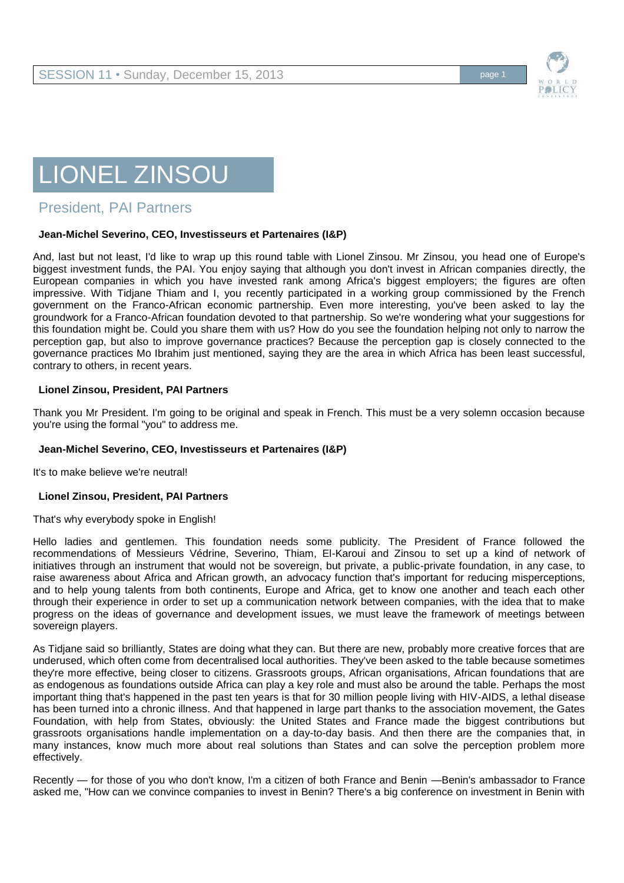# LIONEL ZINSOU

## President, PAI Partners

**Jean-Michel Severino, CEO, Investisseurs et Partenaires (I&P)**

And, last but not least, I'd like to wrap up this round table with Lionel Zinsou. Mr Zinsou, you head one of Europe's biggest investment funds, the PAI. You enjoy saying that although you don't invest in African companies directly, the European companies in which you have invested rank among Africa's biggest employers; the figures are often impressive. With Tidjane Thiam and I, you recently participated in a working group commissioned by the French government on the Franco-African economic partnership. Even more interesting, you've been asked to lay the groundwork for a Franco-African foundation devoted to that partnership. So we're wondering what your suggestions for this foundation might be. Could you share them with us? How do you see the foundation helping not only to narrow the perception gap, but also to improve governance practices? Because the perception gap is closely connected to the governance practices Mo Ibrahim just mentioned, saying they are the area in which Africa has been least successful, contrary to others, in recent years.

**Lionel Zinsou, President, PAI Partners**

Thank you Mr President. I'm going to be original and speak in French. This must be a very solemn occasion because you're using the formal "you" to address me.

**Jean-Michel Severino, CEO, Investisseurs et Partenaires (I&P)**

It's to make believe we're neutral!

**Lionel Zinsou, President, PAI Partners**

That's why everybody spoke in English!

Hello ladies and gentlemen. This foundation needs some publicity. The President of France followed the recommendations of Messieurs Védrine, Severino, Thiam, El-Karoui and Zinsou to set up a kind of network of initiatives through an instrument that would not be sovereign, but private, a public-private foundation, in any case, to raise awareness about Africa and African growth, an advocacy function that's important for reducing misperceptions, and to help young talents from both continents, Europe and Africa, get to know one another and teach each other through their experience in order to set up a communication network between companies, with the idea that to make progress on the ideas of governance and development issues, we must leave the framework of meetings between sovereign players.

As Tidjane said so brilliantly, States are doing what they can. But there are new, probably more creative forces that are underused, which often come from decentralised local authorities. They've been asked to the table because sometimes they're more effective, being closer to citizens. Grassroots groups, African organisations, African foundations that are as endogenous as foundations outside Africa can play a key role and must also be around the table. Perhaps the most important thing that's happened in the past ten years is that for 30 million people living with HIV-AIDS, a lethal disease has been turned into a chronic illness. And that happened in large part thanks to the association movement, the Gates Foundation, with help from States, obviously: the United States and France made the biggest contributions but grassroots organisations handle implementation on a day-to-day basis. And then there are the companies that, in many instances, know much more about real solutions than States and can solve the perception problem more effectively.

Recently — for those of you who don't know, I'm a citizen of both France and Benin —Benin's ambassador to France asked me, "How can we convince companies to invest in Benin? There's a big conference on investment in Benin with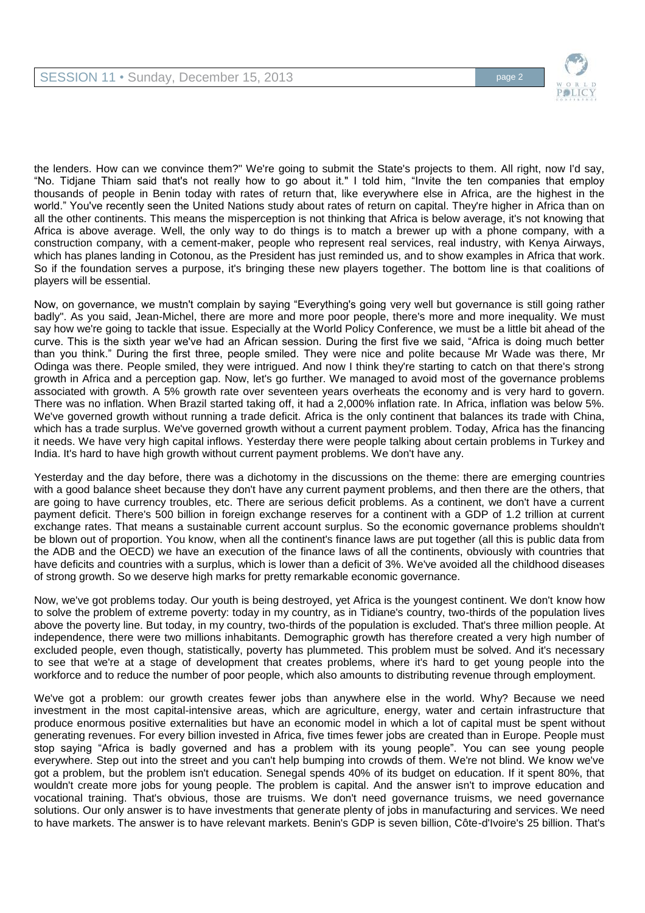the lenders. How can we convince them?" We're going to submit the State's projects to them. All right, now I'd say, "No. Tidjane Thiam said that's not really how to go about it." I told him, "Invite the ten companies that employ thousands of people in Benin today with rates of return that, like everywhere else in Africa, are the highest in the world." You've recently seen the United Nations study about rates of return on capital. They're higher in Africa than on all the other continents. This means the misperception is not thinking that Africa is below average, it's not knowing that Africa is above average. Well, the only way to do things is to match a brewer up with a phone company, with a construction company, with a cement-maker, people who represent real services, real industry, with Kenya Airways, which has planes landing in Cotonou, as the President has just reminded us, and to show examples in Africa that work. So if the foundation serves a purpose, it's bringing these new players together. The bottom line is that coalitions of players will be essential.

Now, on governance, we mustn't complain by saying "Everything's going very well but governance is still going rather badly". As you said, Jean-Michel, there are more and more poor people, there's more and more inequality. We must say how we're going to tackle that issue. Especially at the World Policy Conference, we must be a little bit ahead of the curve. This is the sixth year we've had an African session. During the first five we said, "Africa is doing much better than you think." During the first three, people smiled. They were nice and polite because Mr Wade was there, Mr Odinga was there. People smiled, they were intrigued. And now I think they're starting to catch on that there's strong growth in Africa and a perception gap. Now, let's go further. We managed to avoid most of the governance problems associated with growth. A 5% growth rate over seventeen years overheats the economy and is very hard to govern. There was no inflation. When Brazil started taking off, it had a 2,000% inflation rate. In Africa, inflation was below 5%. We've governed growth without running a trade deficit. Africa is the only continent that balances its trade with China, which has a trade surplus. We've governed growth without a current payment problem. Today, Africa has the financing it needs. We have very high capital inflows. Yesterday there were people talking about certain problems in Turkey and India. It's hard to have high growth without current payment problems. We don't have any.

Yesterday and the day before, there was a dichotomy in the discussions on the theme: there are emerging countries with a good balance sheet because they don't have any current payment problems, and then there are the others, that are going to have currency troubles, etc. There are serious deficit problems. As a continent, we don't have a current payment deficit. There's 500 billion in foreign exchange reserves for a continent with a GDP of 1.2 trillion at current exchange rates. That means a sustainable current account surplus. So the economic governance problems shouldn't be blown out of proportion. You know, when all the continent's finance laws are put together (all this is public data from the ADB and the OECD) we have an execution of the finance laws of all the continents, obviously with countries that have deficits and countries with a surplus, which is lower than a deficit of 3%. We've avoided all the childhood diseases of strong growth. So we deserve high marks for pretty remarkable economic governance.

Now, we've got problems today. Our youth is being destroyed, yet Africa is the youngest continent. We don't know how to solve the problem of extreme poverty: today in my country, as in Tidiane's country, two-thirds of the population lives above the poverty line. But today, in my country, two-thirds of the population is excluded. That's three million people. At independence, there were two millions inhabitants. Demographic growth has therefore created a very high number of excluded people, even though, statistically, poverty has plummeted. This problem must be solved. And it's necessary to see that we're at a stage of development that creates problems, where it's hard to get young people into the workforce and to reduce the number of poor people, which also amounts to distributing revenue through employment.

We've got a problem: our growth creates fewer jobs than anywhere else in the world. Why? Because we need investment in the most capital-intensive areas, which are agriculture, energy, water and certain infrastructure that produce enormous positive externalities but have an economic model in which a lot of capital must be spent without generating revenues. For every billion invested in Africa, five times fewer jobs are created than in Europe. People must stop saying "Africa is badly governed and has a problem with its young people". You can see young people everywhere. Step out into the street and you can't help bumping into crowds of them. We're not blind. We know we've got a problem, but the problem isn't education. Senegal spends 40% of its budget on education. If it spent 80%, that wouldn't create more jobs for young people. The problem is capital. And the answer isn't to improve education and vocational training. That's obvious, those are truisms. We don't need governance truisms, we need governance solutions. Our only answer is to have investments that generate plenty of jobs in manufacturing and services. We need to have markets. The answer is to have relevant markets. Benin's GDP is seven billion, Côte-d'Ivoire's 25 billion. That's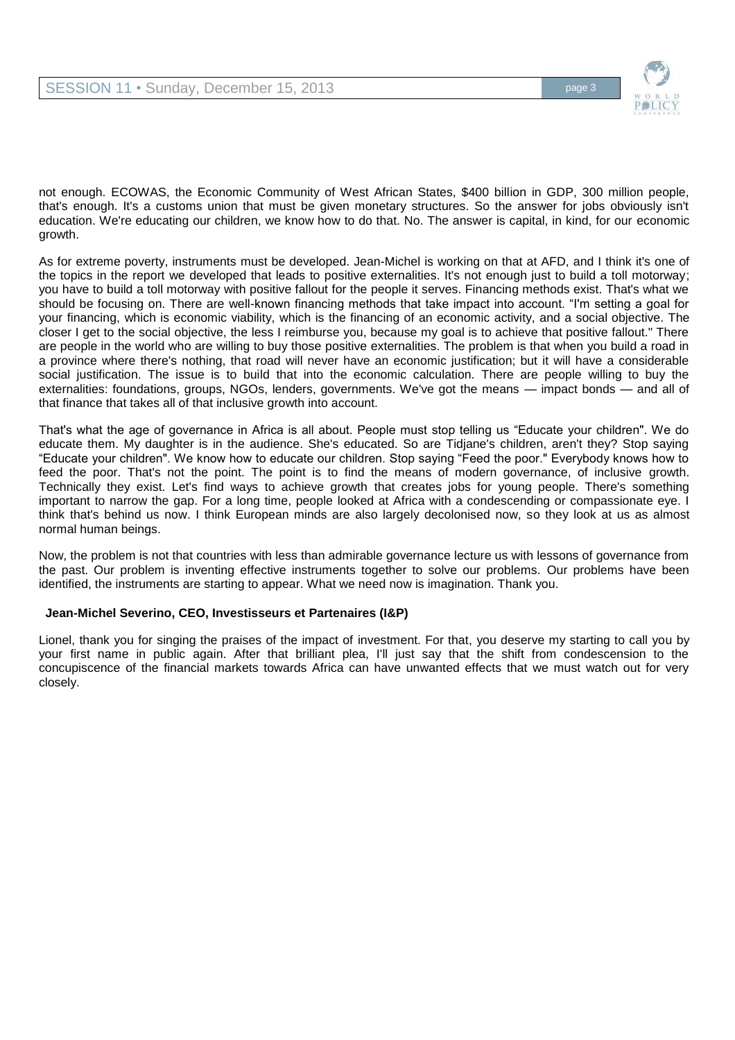not enough. ECOWAS, the Economic Community of West African States, $400 billion in GDP, 300 million people, that's enough. It's a customs union that must be given monetary structures. So the answer for jobs obviously isn't education. We're educating our children, we know how to do that. No. The answer is capital, in kind, for our economic growth.

As for extreme poverty, instruments must be developed. Jean-Michel is working on that at AFD, and I think it's one of the topics in the report we developed that leads to positive externalities. It's not enough just to build a toll motorway; you have to build a toll motorway with positive fallout for the people it serves. Financing methods exist. That's what we should be focusing on. There are well-known financing methods that take impact into account. "I'm setting a goal for your financing, which is economic viability, which is the financing of an economic activity, and a social objective. The closer I get to the social objective, the less I reimburse you, because my goal is to achieve that positive fallout." There are people in the world who are willing to buy those positive externalities. The problem is that when you build a road in a province where there's nothing, that road will never have an economic justification; but it will have a considerable social justification. The issue is to build that into the economic calculation. There are people willing to buy the externalities: foundations, groups, NGOs, lenders, governments. We've got the means — impact bonds — and all of that finance that takes all of that inclusive growth into account.

That's what the age of governance in Africa is all about. People must stop telling us "Educate your children". We do educate them. My daughter is in the audience. She's educated. So are Tidjane's children, aren't they? Stop saying "Educate your children". We know how to educate our children. Stop saying "Feed the poor." Everybody knows how to feed the poor. That's not the point. The point is to find the means of modern governance, of inclusive growth. Technically they exist. Let's find ways to achieve growth that creates jobs for young people. There's something important to narrow the gap. For a long time, people looked at Africa with a condescending or compassionate eye. I think that's behind us now. I think European minds are also largely decolonised now, so they look at us as almost normal human beings.

Now, the problem is not that countries with less than admirable governance lecture us with lessons of governance from the past. Our problem is inventing effective instruments together to solve our problems. Our problems have been identified, the instruments are starting to appear. What we need now is imagination. Thank you.

**Jean-Michel Severino, CEO, Investisseurs et Partenaires (I&P)**

Lionel, thank you for singing the praises of the impact of investment. For that, you deserve my starting to call you by your first name in public again. After that brilliant plea, I'll just say that the shift from condescension to the concupiscence of the financial markets towards Africa can have unwanted effects that we must watch out for very closely.